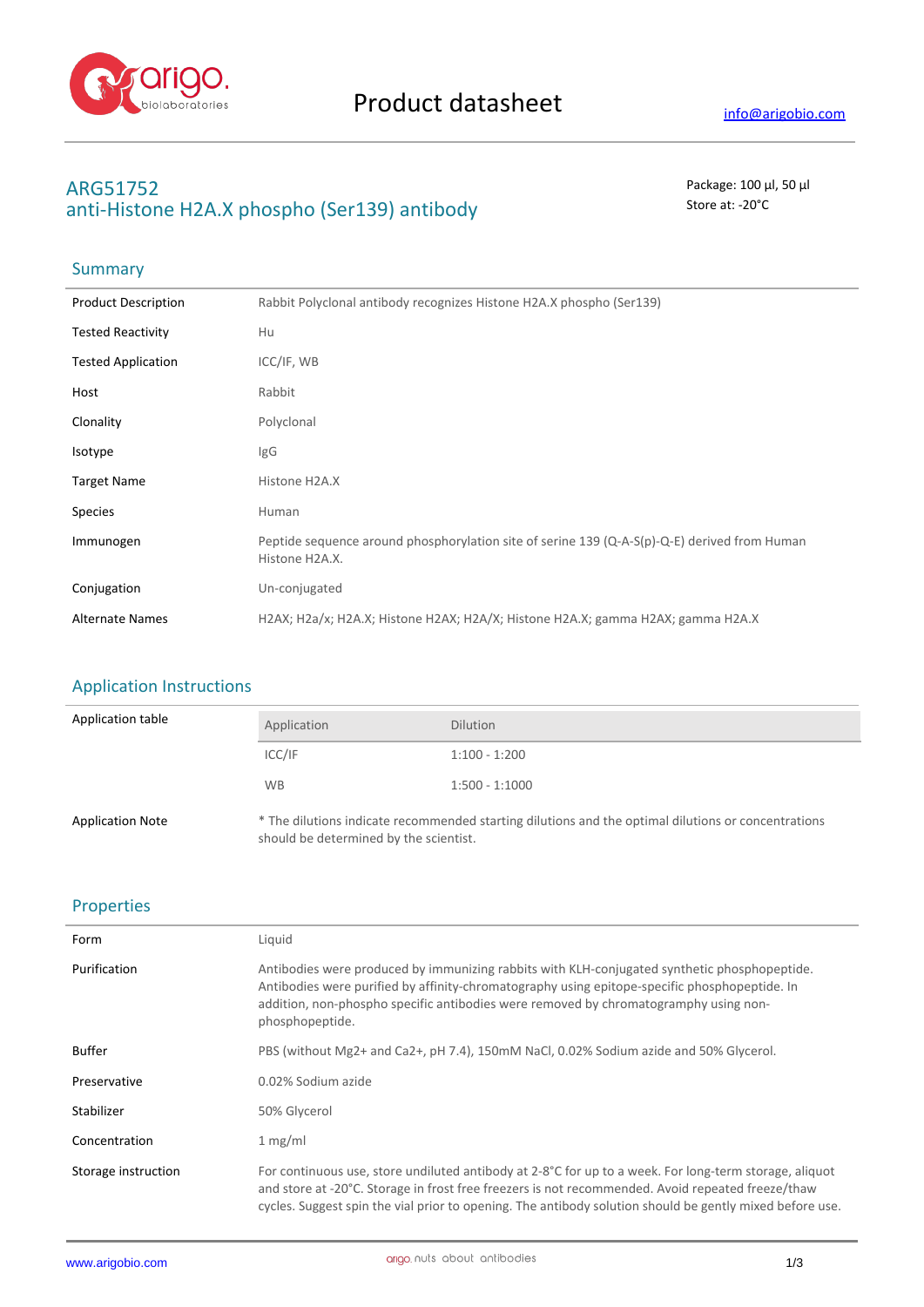# Product datasheet

info@arigobio.com

## ARG51752
## anti-Histone H2A.X phospho (Ser139) antibody

Package: 100 μl, 50 μl
Store at: -20°C

### Summary

| | |
|---|---|
| Product Description | Rabbit Polyclonal antibody recognizes Histone H2A.X phospho (Ser139) |
| Tested Reactivity | Hu |
| Tested Application | ICC/IF, WB |
| Host | Rabbit |
| Clonality | Polyclonal |
| Isotype | IgG |
| Target Name | Histone H2A.X |
| Species | Human |
| Immunogen | Peptide sequence around phosphorylation site of serine 139 (Q-A-S(p)-Q-E) derived from Human Histone H2A.X. |
| Conjugation | Un-conjugated |
| Alternate Names | H2AX; H2a/x; H2A.X; Histone H2AX; H2A/X; Histone H2A.X; gamma H2AX; gamma H2A.X |

### Application Instructions

Application table

| Application | Dilution |
|---|---|
| ICC/IF | 1:100 - 1:200 |
| WB | 1:500 - 1:1000 |

Application Note: * The dilutions indicate recommended starting dilutions and the optimal dilutions or concentrations should be determined by the scientist.

### Properties

| | |
|---|---|
| Form | Liquid |
| Purification | Antibodies were produced by immunizing rabbits with KLH-conjugated synthetic phosphopeptide. Antibodies were purified by affinity-chromatography using epitope-specific phosphopeptide. In addition, non-phospho specific antibodies were removed by chromatogramphy using non-phosphopeptide. |
| Buffer | PBS (without Mg2+ and Ca2+, pH 7.4), 150mM NaCl, 0.02% Sodium azide and 50% Glycerol. |
| Preservative | 0.02% Sodium azide |
| Stabilizer | 50% Glycerol |
| Concentration | 1 mg/ml |
| Storage instruction | For continuous use, store undiluted antibody at 2-8°C for up to a week. For long-term storage, aliquot and store at -20°C. Storage in frost free freezers is not recommended. Avoid repeated freeze/thaw cycles. Suggest spin the vial prior to opening. The antibody solution should be gently mixed before use. |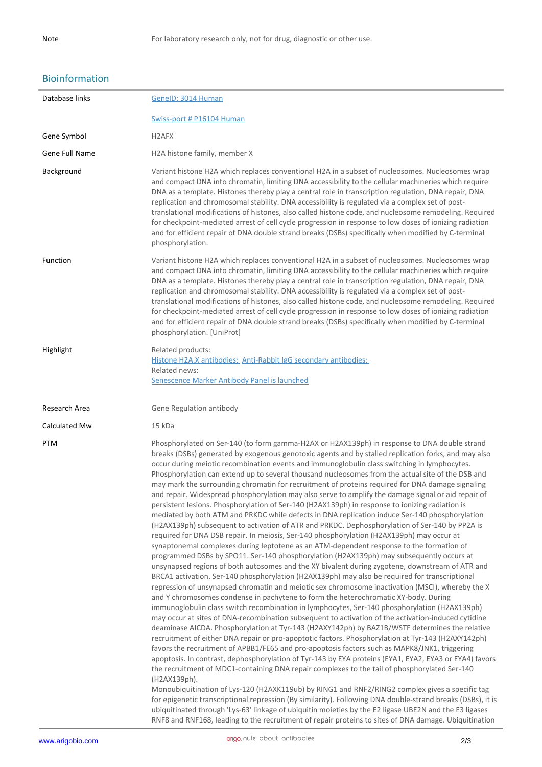| | |
|---|---|
| Note | For laboratory research only, not for drug, diagnostic or other use. |

## Bioinformation

| | |
|---|---|
| Database links | [GeneID: 3014 Human](#)<br><br>[Swiss-port # P16104 Human](#) |
| Gene Symbol | H2AFX |
| Gene Full Name | H2A histone family, member X |
| Background | Variant histone H2A which replaces conventional H2A in a subset of nucleosomes. Nucleosomes wrap and compact DNA into chromatin, limiting DNA accessibility to the cellular machineries which require DNA as a template. Histones thereby play a central role in transcription regulation, DNA repair, DNA replication and chromosomal stability. DNA accessibility is regulated via a complex set of post-translational modifications of histones, also called histone code, and nucleosome remodeling. Required for checkpoint-mediated arrest of cell cycle progression in response to low doses of ionizing radiation and for efficient repair of DNA double strand breaks (DSBs) specifically when modified by C-terminal phosphorylation. |
| Function | Variant histone H2A which replaces conventional H2A in a subset of nucleosomes. Nucleosomes wrap and compact DNA into chromatin, limiting DNA accessibility to the cellular machineries which require DNA as a template. Histones thereby play a central role in transcription regulation, DNA repair, DNA replication and chromosomal stability. DNA accessibility is regulated via a complex set of post-translational modifications of histones, also called histone code, and nucleosome remodeling. Required for checkpoint-mediated arrest of cell cycle progression in response to low doses of ionizing radiation and for efficient repair of DNA double strand breaks (DSBs) specifically when modified by C-terminal phosphorylation. [UniProt] |
| Highlight | Related products:<br>[Histone H2A.X antibodies;](#) [Anti-Rabbit IgG secondary antibodies;](#)<br>Related news:<br>[Senescence Marker Antibody Panel is launched](#) |
| Research Area | Gene Regulation antibody |
| Calculated Mw | 15 kDa |
| PTM | Phosphorylated on Ser-140 (to form gamma-H2AX or H2AX139ph) in response to DNA double strand breaks (DSBs) generated by exogenous genotoxic agents and by stalled replication forks, and may also occur during meiotic recombination events and immunoglobulin class switching in lymphocytes. Phosphorylation can extend up to several thousand nucleosomes from the actual site of the DSB and may mark the surrounding chromatin for recruitment of proteins required for DNA damage signaling and repair. Widespread phosphorylation may also serve to amplify the damage signal or aid repair of persistent lesions. Phosphorylation of Ser-140 (H2AX139ph) in response to ionizing radiation is mediated by both ATM and PRKDC while defects in DNA replication induce Ser-140 phosphorylation (H2AX139ph) subsequent to activation of ATR and PRKDC. Dephosphorylation of Ser-140 by PP2A is required for DNA DSB repair. In meiosis, Ser-140 phosphorylation (H2AX139ph) may occur at synaptonemal complexes during leptotene as an ATM-dependent response to the formation of programmed DSBs by SPO11. Ser-140 phosphorylation (H2AX139ph) may subsequently occurs at unsynapsed regions of both autosomes and the XY bivalent during zygotene, downstream of ATR and BRCA1 activation. Ser-140 phosphorylation (H2AX139ph) may also be required for transcriptional repression of unsynapsed chromatin and meiotic sex chromosome inactivation (MSCI), whereby the X and Y chromosomes condense in pachytene to form the heterochromatic XY-body. During immunoglobulin class switch recombination in lymphocytes, Ser-140 phosphorylation (H2AX139ph) may occur at sites of DNA-recombination subsequent to activation of the activation-induced cytidine deaminase AICDA. Phosphorylation at Tyr-143 (H2AXY142ph) by BAZ1B/WSTF determines the relative recruitment of either DNA repair or pro-apoptotic factors. Phosphorylation at Tyr-143 (H2AXY142ph) favors the recruitment of APBB1/FE65 and pro-apoptosis factors such as MAPK8/JNK1, triggering apoptosis. In contrast, dephosphorylation of Tyr-143 by EYA proteins (EYA1, EYA2, EYA3 or EYA4) favors the recruitment of MDC1-containing DNA repair complexes to the tail of phosphorylated Ser-140 (H2AX139ph).<br>Monoubiquitination of Lys-120 (H2AXK119ub) by RING1 and RNF2/RING2 complex gives a specific tag for epigenetic transcriptional repression (By similarity). Following DNA double-strand breaks (DSBs), it is ubiquitinated through 'Lys-63' linkage of ubiquitin moieties by the E2 ligase UBE2N and the E3 ligases RNF8 and RNF168, leading to the recruitment of repair proteins to sites of DNA damage. Ubiquitination |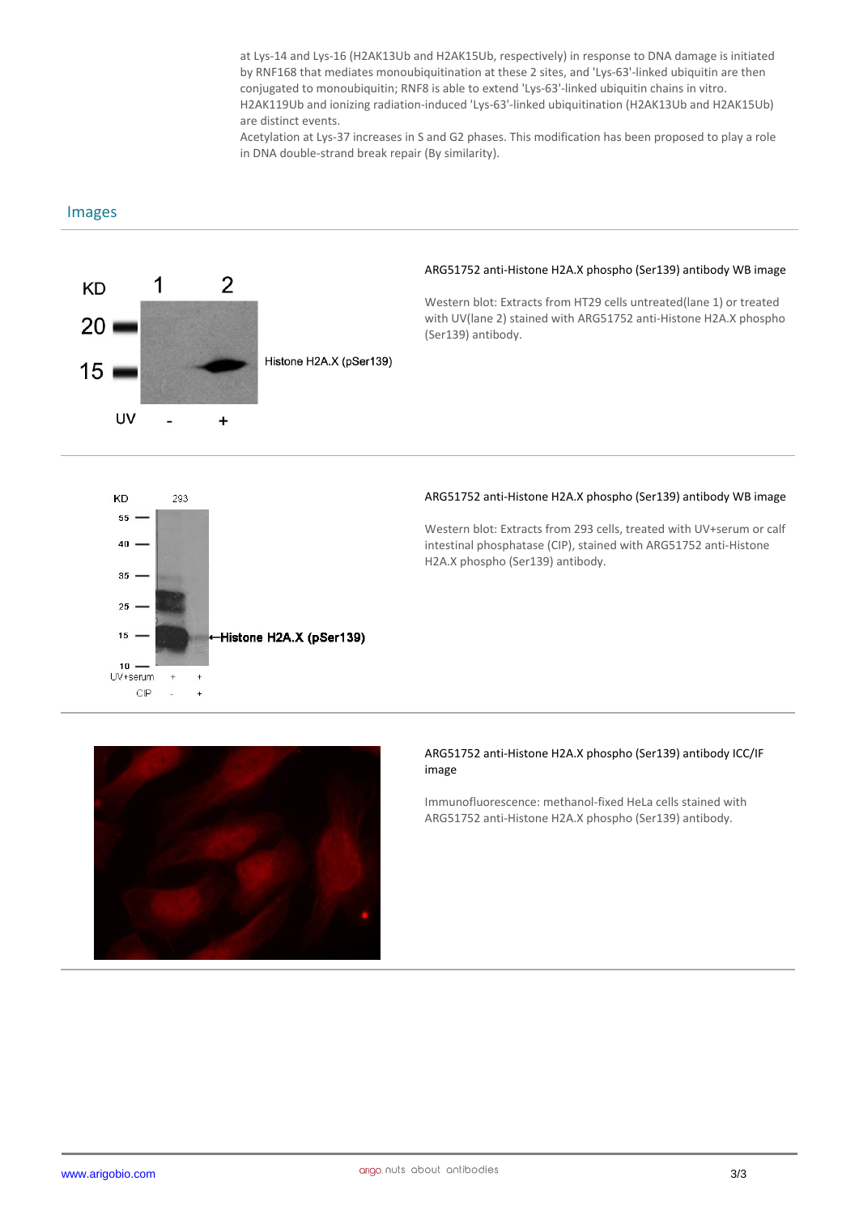at Lys-14 and Lys-16 (H2AK13Ub and H2AK15Ub, respectively) in response to DNA damage is initiated by RNF168 that mediates monoubiquitination at these 2 sites, and 'Lys-63'-linked ubiquitin are then conjugated to monoubiquitin; RNF8 is able to extend 'Lys-63'-linked ubiquitin chains in vitro. H2AK119Ub and ionizing radiation-induced 'Lys-63'-linked ubiquitination (H2AK13Ub and H2AK15Ub) are distinct events.
Acetylation at Lys-37 increases in S and G2 phases. This modification has been proposed to play a role in DNA double-strand break repair (By similarity).

## Images

KD
1
2
20
15
Histone H2A.X (pSer139)
UV
-
+

ARG51752 anti-Histone H2A.X phospho (Ser139) antibody WB image

Western blot: Extracts from HT29 cells untreated(lane 1) or treated with UV(lane 2) stained with ARG51752 anti-Histone H2A.X phospho (Ser139) antibody.

KD
293
55
40
35
25
15
10
←Histone H2A.X (pSer139)
UV+serum + +
CIP - +

ARG51752 anti-Histone H2A.X phospho (Ser139) antibody WB image

Western blot: Extracts from 293 cells, treated with UV+serum or calf intestinal phosphatase (CIP), stained with ARG51752 anti-Histone H2A.X phospho (Ser139) antibody.

ARG51752 anti-Histone H2A.X phospho (Ser139) antibody ICC/IF image

Immunofluorescence: methanol-fixed HeLa cells stained with ARG51752 anti-Histone H2A.X phospho (Ser139) antibody.